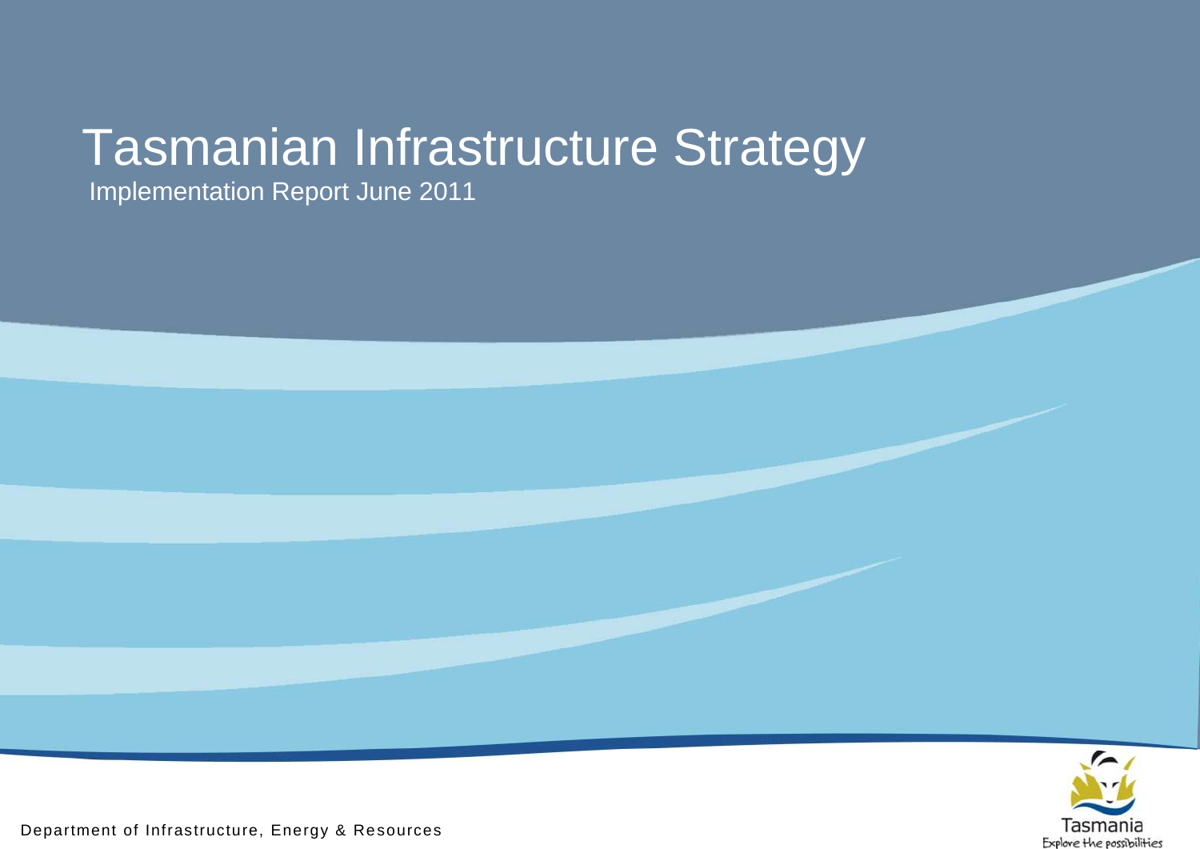# Tasmanian Infrastructure Strategy

Implementation Report June 2011

Department of Infrastructure, Energy & Resources

Tasmania
Explore the possibilities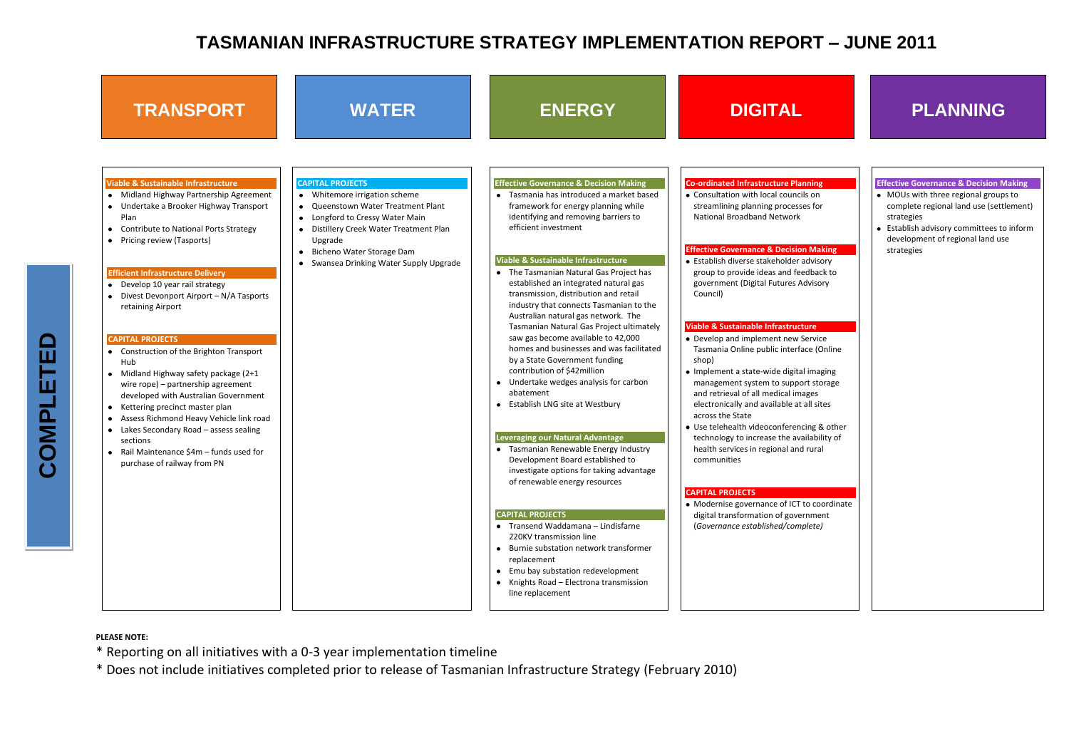# TASMANIAN INFRASTRUCTURE STRATEGY IMPLEMENTATION REPORT – JUNE 2011

## COMPLETED

## TRANSPORT

**Viable & Sustainable Infrastructure**

- Midland Highway Partnership Agreement
- Undertake a Brooker Highway Transport Plan
- Contribute to National Ports Strategy
- Pricing review (Tasports)

**Efficient Infrastructure Delivery**

- Develop 10 year rail strategy
- Divest Devonport Airport – N/A Tasports retaining Airport

**CAPITAL PROJECTS**

- Construction of the Brighton Transport Hub
- Midland Highway safety package (2+1 wire rope) – partnership agreement developed with Australian Government
- Kettering precinct master plan
- Assess Richmond Heavy Vehicle link road
- Lakes Secondary Road – assess sealing sections
- Rail Maintenance $4m – funds used for purchase of railway from PN

## WATER

**CAPITAL PROJECTS**

- Whitemore irrigation scheme
- Queenstown Water Treatment Plant
- Longford to Cressy Water Main
- Distillery Creek Water Treatment Plan Upgrade
- Bicheno Water Storage Dam
- Swansea Drinking Water Supply Upgrade

## ENERGY

**Effective Governance & Decision Making**

- Tasmania has introduced a market based framework for energy planning while identifying and removing barriers to efficient investment

**Viable & Sustainable Infrastructure**

- The Tasmanian Natural Gas Project has established an integrated natural gas transmission, distribution and retail industry that connects Tasmanian to the Australian natural gas network. The Tasmanian Natural Gas Project ultimately saw gas become available to 42,000 homes and businesses and was facilitated by a State Government funding contribution of $42million
- Undertake wedges analysis for carbon abatement
- Establish LNG site at Westbury

**Leveraging our Natural Advantage**

- Tasmanian Renewable Energy Industry Development Board established to investigate options for taking advantage of renewable energy resources

**CAPITAL PROJECTS**

- Transend Waddamana – Lindisfarne 220KV transmission line
- Burnie substation network transformer replacement
- Emu bay substation redevelopment
- Knights Road – Electrona transmission line replacement

## DIGITAL

**Co-ordinated Infrastructure Planning**

- Consultation with local councils on streamlining planning processes for National Broadband Network

**Effective Governance & Decision Making**

- Establish diverse stakeholder advisory group to provide ideas and feedback to government (Digital Futures Advisory Council)

**Viable & Sustainable Infrastructure**

- Develop and implement new Service Tasmania Online public interface (Online shop)
- Implement a state-wide digital imaging management system to support storage and retrieval of all medical images electronically and available at all sites across the State
- Use telehealth videoconferencing & other technology to increase the availability of health services in regional and rural communities

**CAPITAL PROJECTS**

- Modernise governance of ICT to coordinate digital transformation of government (*Governance established/complete)*

## PLANNING

**Effective Governance & Decision Making**

- MOUs with three regional groups to complete regional land use (settlement) strategies
- Establish advisory committees to inform development of regional land use strategies

**PLEASE NOTE:**

* Reporting on all initiatives with a 0-3 year implementation timeline
* Does not include initiatives completed prior to release of Tasmanian Infrastructure Strategy (February 2010)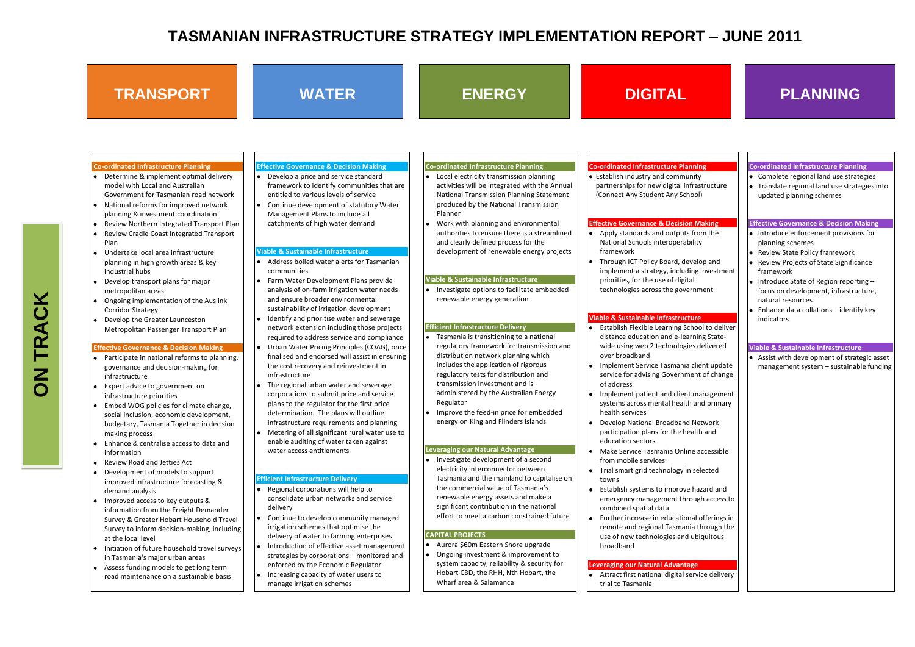# TASMANIAN INFRASTRUCTURE STRATEGY IMPLEMENTATION REPORT – JUNE 2011

**ON TRACK**

## TRANSPORT

### Co-ordinated Infrastructure Planning

- Determine & implement optimal delivery model with Local and Australian Government for Tasmanian road network
- National reforms for improved network planning & investment coordination
- Review Northern Integrated Transport Plan
- Review Cradle Coast Integrated Transport Plan
- Undertake local area infrastructure planning in high growth areas & key industrial hubs
- Develop transport plans for major metropolitan areas
- Ongoing implementation of the Auslink Corridor Strategy
- Develop the Greater Launceston Metropolitan Passenger Transport Plan

### Effective Governance & Decision Making

- Participate in national reforms to planning, governance and decision-making for infrastructure
- Expert advice to government on infrastructure priorities
- Embed WOG policies for climate change, social inclusion, economic development, budgetary, Tasmania Together in decision making process
- Enhance & centralise access to data and information
- Review Road and Jetties Act
- Development of models to support improved infrastructure forecasting & demand analysis
- Improved access to key outputs & information from the Freight Demander Survey & Greater Hobart Household Travel Survey to inform decision-making, including at the local level
- Initiation of future household travel surveys in Tasmania's major urban areas
- Assess funding models to get long term road maintenance on a sustainable basis

## WATER

### Effective Governance & Decision Making

- Develop a price and service standard framework to identify communities that are entitled to various levels of service
- Continue development of statutory Water Management Plans to include all catchments of high water demand

### Viable & Sustainable Infrastructure

- Address boiled water alerts for Tasmanian communities
- Farm Water Development Plans provide analysis of on-farm irrigation water needs and ensure broader environmental sustainability of irrigation development
- Identify and prioritise water and sewerage network extension including those projects required to address service and compliance
- Urban Water Pricing Principles (COAG), once finalised and endorsed will assist in ensuring the cost recovery and reinvestment in infrastructure
- The regional urban water and sewerage corporations to submit price and service plans to the regulator for the first price determination. The plans will outline infrastructure requirements and planning
- Metering of all significant rural water use to enable auditing of water taken against water access entitlements

### Efficient Infrastructure Delivery

- Regional corporations will help to consolidate urban networks and service delivery
- Continue to develop community managed irrigation schemes that optimise the delivery of water to farming enterprises
- Introduction of effective asset management strategies by corporations – monitored and enforced by the Economic Regulator
- Increasing capacity of water users to manage irrigation schemes

## ENERGY

### Co-ordinated Infrastructure Planning

- Local electricity transmission planning activities will be integrated with the Annual National Transmission Planning Statement produced by the National Transmission Planner
- Work with planning and environmental authorities to ensure there is a streamlined and clearly defined process for the development of renewable energy projects

### Viable & Sustainable Infrastructure

- Investigate options to facilitate embedded renewable energy generation

### Efficient Infrastructure Delivery

- Tasmania is transitioning to a national regulatory framework for transmission and distribution network planning which includes the application of rigorous regulatory tests for distribution and transmission investment and is administered by the Australian Energy Regulator
- Improve the feed-in price for embedded energy on King and Flinders Islands

### Leveraging our Natural Advantage

- Investigate development of a second electricity interconnector between Tasmania and the mainland to capitalise on the commercial value of Tasmania's renewable energy assets and make a significant contribution in the national effort to meet a carbon constrained future

### CAPITAL PROJECTS

- Aurora $60m Eastern Shore upgrade
- Ongoing investment & improvement to system capacity, reliability & security for Hobart CBD, the RHH, Nth Hobart, the Wharf area & Salamanca

## DIGITAL

### Co-ordinated Infrastructure Planning

- Establish industry and community partnerships for new digital infrastructure (Connect Any Student Any School)

### Effective Governance & Decision Making

- Apply standards and outputs from the National Schools interoperability framework
- Through ICT Policy Board, develop and implement a strategy, including investment priorities, for the use of digital technologies across the government

### Viable & Sustainable Infrastructure

- Establish Flexible Learning School to deliver distance education and e-learning State-wide using web 2 technologies delivered over broadband
- Implement Service Tasmania client update service for advising Government of change of address
- Implement patient and client management systems across mental health and primary health services
- Develop National Broadband Network participation plans for the health and education sectors
- Make Service Tasmania Online accessible from mobile services
- Trial smart grid technology in selected towns
- Establish systems to improve hazard and emergency management through access to combined spatial data
- Further increase in educational offerings in remote and regional Tasmania through the use of new technologies and ubiquitous broadband

### Leveraging our Natural Advantage

- Attract first national digital service delivery trial to Tasmania

## PLANNING

### Co-ordinated Infrastructure Planning

- Complete regional land use strategies
- Translate regional land use strategies into updated planning schemes

### Effective Governance & Decision Making

- Introduce enforcement provisions for planning schemes
- Review State Policy framework
- Review Projects of State Significance framework
- Introduce State of Region reporting – focus on development, infrastructure, natural resources
- Enhance data collations – identify key indicators

### Viable & Sustainable Infrastructure

- Assist with development of strategic asset management system – sustainable funding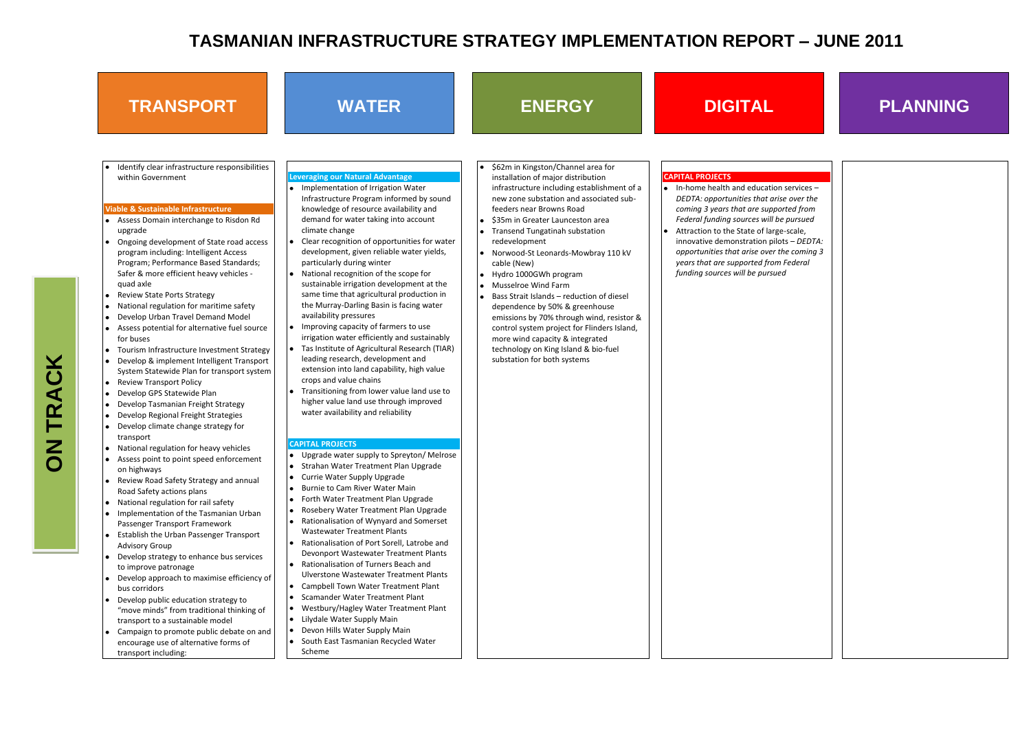# TASMANIAN INFRASTRUCTURE STRATEGY IMPLEMENTATION REPORT – JUNE 2011

**ON TRACK**

## TRANSPORT

- Identify clear infrastructure responsibilities within Government

**Viable & Sustainable Infrastructure**

- Assess Domain interchange to Risdon Rd upgrade
- Ongoing development of State road access program including: Intelligent Access Program; Performance Based Standards; Safer & more efficient heavy vehicles - quad axle
- Review State Ports Strategy
- National regulation for maritime safety
- Develop Urban Travel Demand Model
- Assess potential for alternative fuel source for buses
- Tourism Infrastructure Investment Strategy
- Develop & implement Intelligent Transport System Statewide Plan for transport system
- Review Transport Policy
- Develop GPS Statewide Plan
- Develop Tasmanian Freight Strategy
- Develop Regional Freight Strategies
- Develop climate change strategy for transport
- National regulation for heavy vehicles
- Assess point to point speed enforcement on highways
- Review Road Safety Strategy and annual Road Safety actions plans
- National regulation for rail safety
- Implementation of the Tasmanian Urban Passenger Transport Framework
- Establish the Urban Passenger Transport Advisory Group
- Develop strategy to enhance bus services to improve patronage
- Develop approach to maximise efficiency of bus corridors
- Develop public education strategy to "move minds" from traditional thinking of transport to a sustainable model
- Campaign to promote public debate on and encourage use of alternative forms of transport including:

## WATER

**Leveraging our Natural Advantage**

- Implementation of Irrigation Water Infrastructure Program informed by sound knowledge of resource availability and demand for water taking into account climate change
- Clear recognition of opportunities for water development, given reliable water yields, particularly during winter
- National recognition of the scope for sustainable irrigation development at the same time that agricultural production in the Murray-Darling Basin is facing water availability pressures
- Improving capacity of farmers to use irrigation water efficiently and sustainably
- Tas Institute of Agricultural Research (TIAR) leading research, development and extension into land capability, high value crops and value chains
- Transitioning from lower value land use to higher value land use through improved water availability and reliability

**CAPITAL PROJECTS**

- Upgrade water supply to Spreyton/ Melrose
- Strahan Water Treatment Plan Upgrade
- Currie Water Supply Upgrade
- Burnie to Cam River Water Main
- Forth Water Treatment Plan Upgrade
- Rosebery Water Treatment Plan Upgrade
- Rationalisation of Wynyard and Somerset Wastewater Treatment Plants
- Rationalisation of Port Sorell, Latrobe and Devonport Wastewater Treatment Plants
- Rationalisation of Turners Beach and Ulverstone Wastewater Treatment Plants
- Campbell Town Water Treatment Plant
- Scamander Water Treatment Plant
- Westbury/Hagley Water Treatment Plant
- Lilydale Water Supply Main
- Devon Hills Water Supply Main
- South East Tasmanian Recycled Water Scheme

## ENERGY

- $62m in Kingston/Channel area for installation of major distribution infrastructure including establishment of a new zone substation and associated sub-feeders near Browns Road
- $35m in Greater Launceston area
- Transend Tungatinah substation redevelopment
- Norwood-St Leonards-Mowbray 110 kV cable (New)
- Hydro 1000GWh program
- Musselroe Wind Farm
- Bass Strait Islands – reduction of diesel dependence by 50% & greenhouse emissions by 70% through wind, resistor & control system project for Flinders Island, more wind capacity & integrated technology on King Island & bio-fuel substation for both systems

## DIGITAL

**CAPITAL PROJECTS**

- In-home health and education services – *DEDTA: opportunities that arise over the coming 3 years that are supported from Federal funding sources will be pursued*
- Attraction to the State of large-scale, innovative demonstration pilots – *DEDTA: opportunities that arise over the coming 3 years that are supported from Federal funding sources will be pursued*

## PLANNING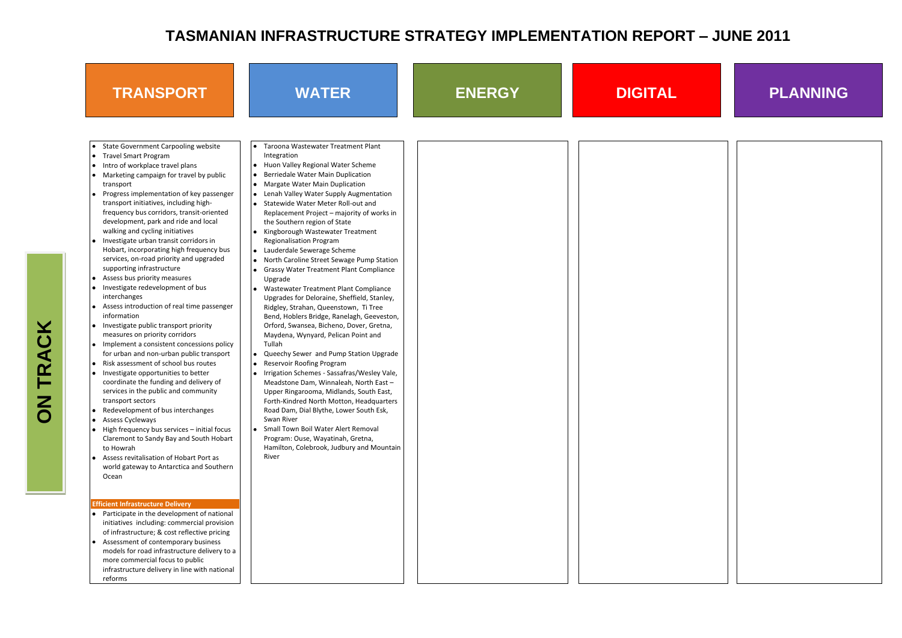# TASMANIAN INFRASTRUCTURE STRATEGY IMPLEMENTATION REPORT – JUNE 2011

## ON TRACK

### TRANSPORT

- State Government Carpooling website
- Travel Smart Program
- Intro of workplace travel plans
- Marketing campaign for travel by public transport
- Progress implementation of key passenger transport initiatives, including high-frequency bus corridors, transit-oriented development, park and ride and local walking and cycling initiatives
- Investigate urban transit corridors in Hobart, incorporating high frequency bus services, on-road priority and upgraded supporting infrastructure
- Assess bus priority measures
- Investigate redevelopment of bus interchanges
- Assess introduction of real time passenger information
- Investigate public transport priority measures on priority corridors
- Implement a consistent concessions policy for urban and non-urban public transport
- Risk assessment of school bus routes
- Investigate opportunities to better coordinate the funding and delivery of services in the public and community transport sectors
- Redevelopment of bus interchanges
- Assess Cycleways
- High frequency bus services – initial focus Claremont to Sandy Bay and South Hobart to Howrah
- Assess revitalisation of Hobart Port as world gateway to Antarctica and Southern Ocean

**Efficient Infrastructure Delivery**

- Participate in the development of national initiatives including: commercial provision of infrastructure; & cost reflective pricing
- Assessment of contemporary business models for road infrastructure delivery to a more commercial focus to public infrastructure delivery in line with national reforms

### WATER

- Taroona Wastewater Treatment Plant Integration
- Huon Valley Regional Water Scheme
- Berriedale Water Main Duplication
- Margate Water Main Duplication
- Lenah Valley Water Supply Augmentation
- Statewide Water Meter Roll-out and Replacement Project – majority of works in the Southern region of State
- Kingborough Wastewater Treatment Regionalisation Program
- Lauderdale Sewerage Scheme
- North Caroline Street Sewage Pump Station
- Grassy Water Treatment Plant Compliance Upgrade
- Wastewater Treatment Plant Compliance Upgrades for Deloraine, Sheffield, Stanley, Ridgley, Strahan, Queenstown, Ti Tree Bend, Hoblers Bridge, Ranelagh, Geeveston, Orford, Swansea, Bicheno, Dover, Gretna, Maydena, Wynyard, Pelican Point and Tullah
- Queechy Sewer and Pump Station Upgrade
- Reservoir Roofing Program
- Irrigation Schemes - Sassafras/Wesley Vale, Meadstone Dam, Winnaleah, North East – Upper Ringarooma, Midlands, South East, Forth-Kindred North Motton, Headquarters Road Dam, Dial Blythe, Lower South Esk, Swan River
- Small Town Boil Water Alert Removal Program: Ouse, Wayatinah, Gretna, Hamilton, Colebrook, Judbury and Mountain River

### ENERGY

### DIGITAL

### PLANNING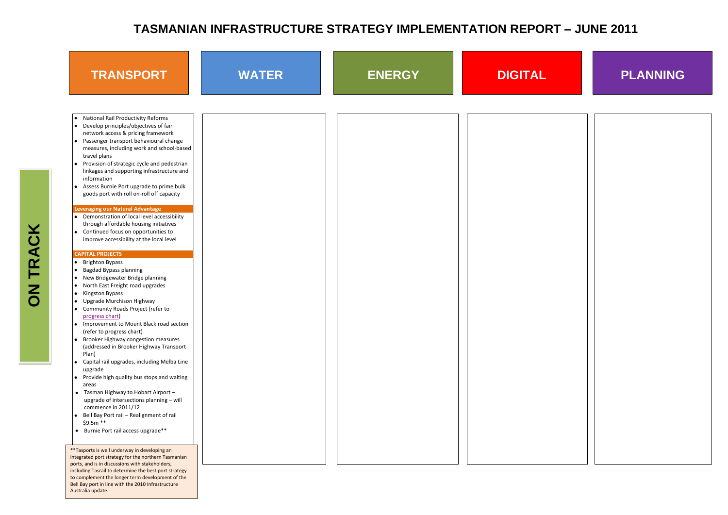# TASMANIAN INFRASTRUCTURE STRATEGY IMPLEMENTATION REPORT – JUNE 2011

## ON TRACK

| TRANSPORT | WATER | ENERGY | DIGITAL | PLANNING |
|---|---|---|---|---|
| • National Rail Productivity Reforms<br>• Develop principles/objectives of fair network access & pricing framework<br>• Passenger transport behavioural change measures, including work and school-based travel plans<br>• Provision of strategic cycle and pedestrian linkages and supporting infrastructure and information<br>• Assess Burnie Port upgrade to prime bulk goods port with roll on-roll off capacity<br><br>**Leveraging our Natural Advantage**<br>• Demonstration of local level accessibility through affordable housing initiatives<br>• Continued focus on opportunities to improve accessibility at the local level<br><br>**CAPITAL PROJECTS**<br>• Brighton Bypass<br>• Bagdad Bypass planning<br>• New Bridgewater Bridge planning<br>• North East Freight road upgrades<br>• Kingston Bypass<br>• Upgrade Murchison Highway<br>• Community Roads Project (refer to progress chart)<br>• Improvement to Mount Black road section (refer to progress chart)<br>• Brooker Highway congestion measures (addressed in Brooker Highway Transport Plan)<br>• Capital rail upgrades, including Melba Line upgrade<br>• Provide high quality bus stops and waiting areas<br>• Tasman Highway to Hobart Airport – upgrade of intersections planning – will commence in 2011/12<br>• Bell Bay Port rail – Realignment of rail $9.5m **<br>• Burnie Port rail access upgrade** | | | | |

**Tasports is well underway in developing an integrated port strategy for the northern Tasmanian ports, and is in discussions with stakeholders, including Tasrail to determine the best port strategy to complement the longer term development of the Bell Bay port in line with the 2010 Infrastructure Australia update.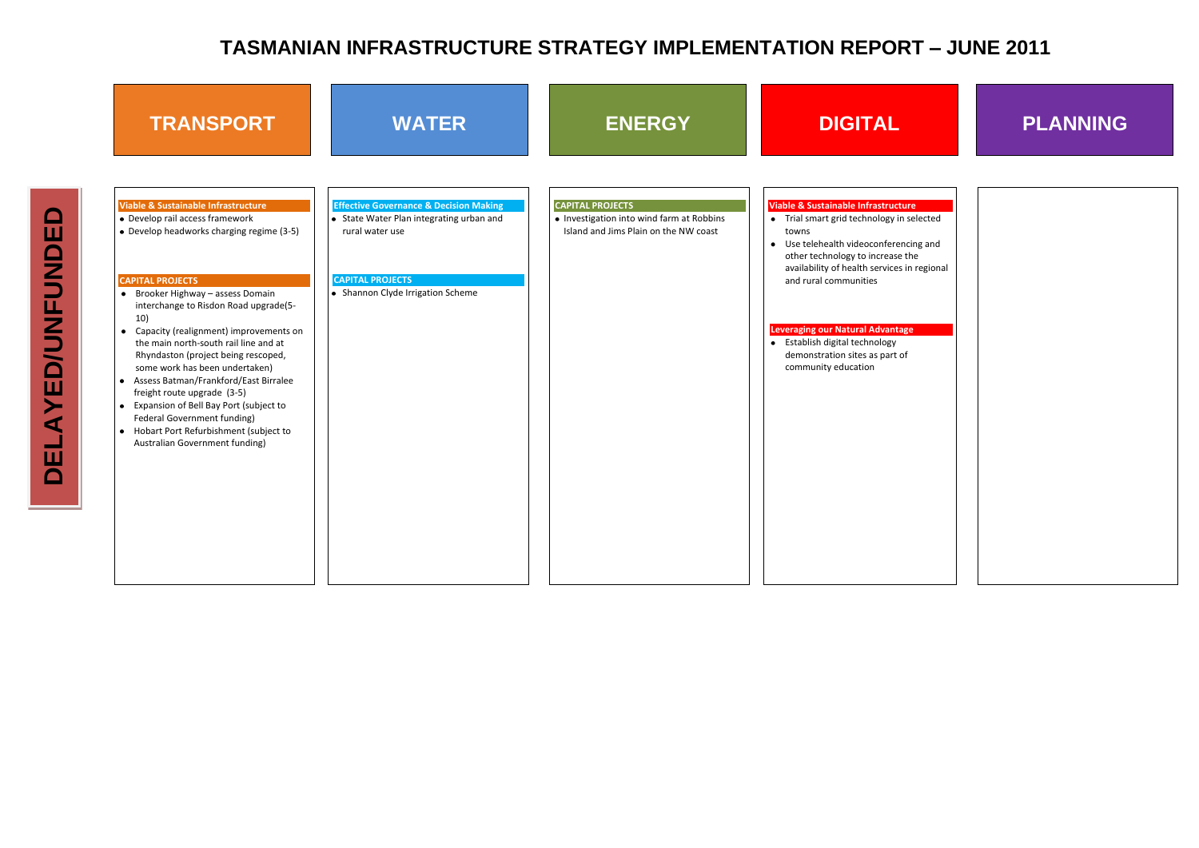# TASMANIAN INFRASTRUCTURE STRATEGY IMPLEMENTATION REPORT – JUNE 2011

## DELAYED/UNFUNDED

### TRANSPORT

**Viable & Sustainable Infrastructure**

- Develop rail access framework
- Develop headworks charging regime (3-5)

**CAPITAL PROJECTS**

- Brooker Highway – assess Domain interchange to Risdon Road upgrade(5-10)
- Capacity (realignment) improvements on the main north-south rail line and at Rhyndaston (project being rescoped, some work has been undertaken)
- Assess Batman/Frankford/East Birralee freight route upgrade (3-5)
- Expansion of Bell Bay Port (subject to Federal Government funding)
- Hobart Port Refurbishment (subject to Australian Government funding)

### WATER

**Effective Governance & Decision Making**

- State Water Plan integrating urban and rural water use

**CAPITAL PROJECTS**

- Shannon Clyde Irrigation Scheme

### ENERGY

**CAPITAL PROJECTS**

- Investigation into wind farm at Robbins Island and Jims Plain on the NW coast

### DIGITAL

**Viable & Sustainable Infrastructure**

- Trial smart grid technology in selected towns
- Use telehealth videoconferencing and other technology to increase the availability of health services in regional and rural communities

**Leveraging our Natural Advantage**

- Establish digital technology demonstration sites as part of community education

### PLANNING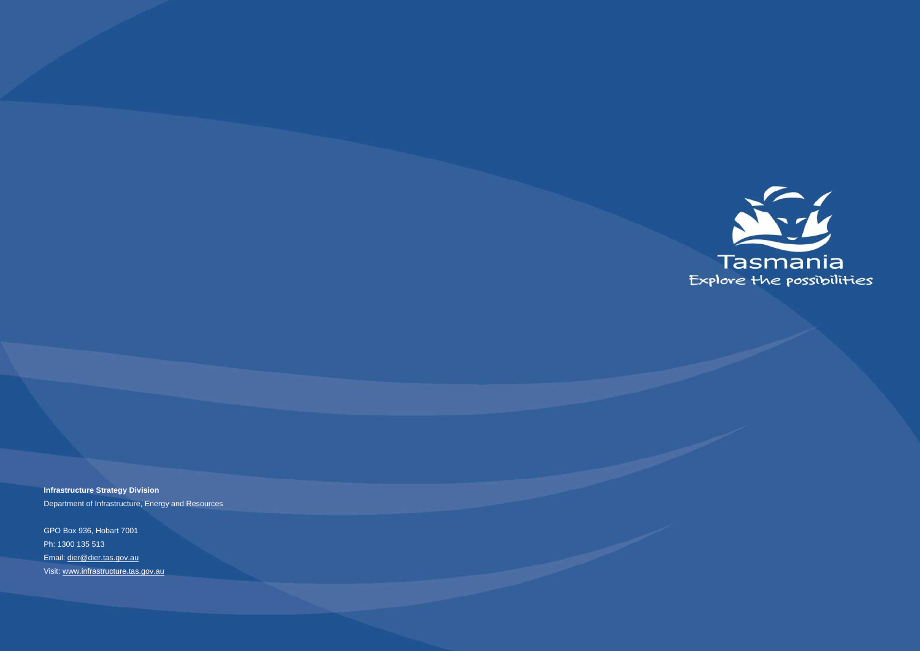Tasmania
Explore the possibilities

**Infrastructure Strategy Division**

Department of Infrastructure, Energy and Resources

GPO Box 936, Hobart 7001

Ph: 1300 135 513

Email: dier@dier.tas.gov.au

Visit: www.infrastructure.tas.gov.au